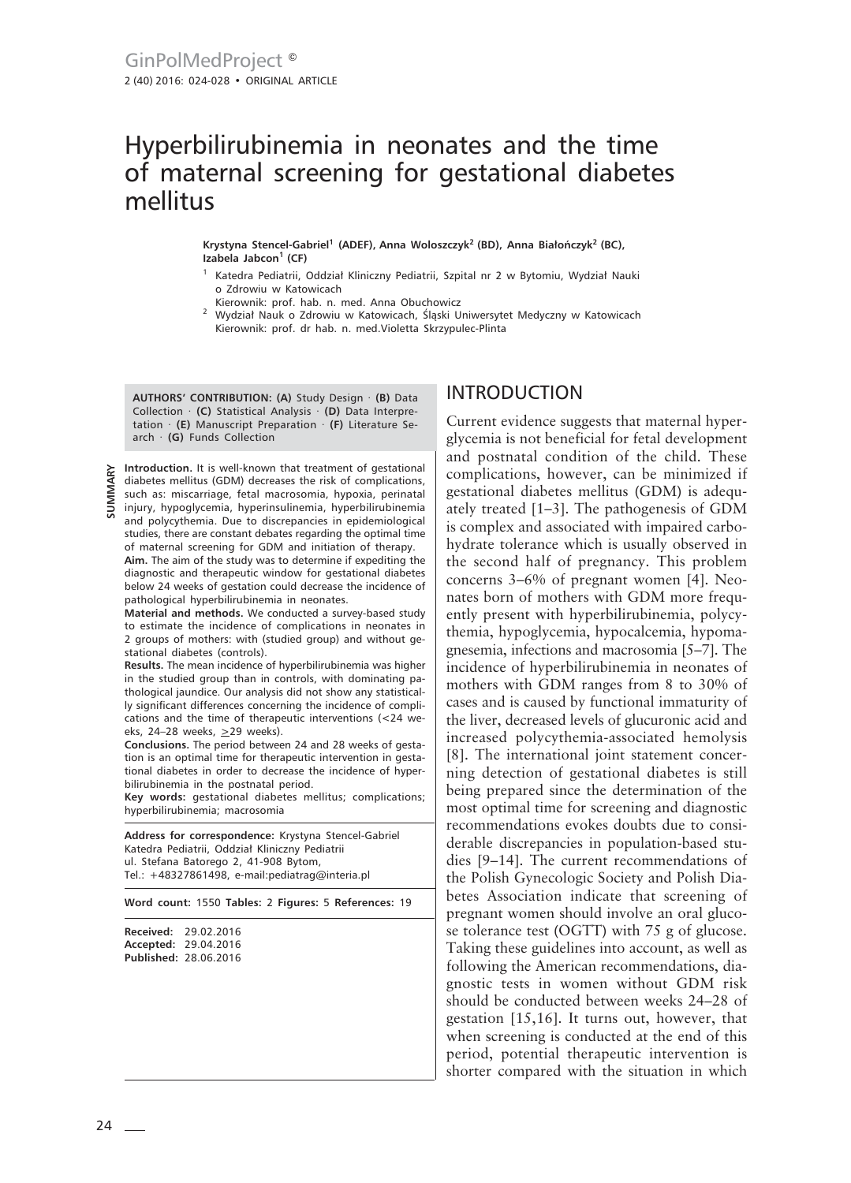# Hyperbilirubinemia in neonates and the time of maternal screening for gestational diabetes mellitus

**Krystyna Stencel-Gabriel[1] (ADEF), Anna Woloszczyk[2] (BD), Anna Białończyk[2] (BC), Izabela Jabcon[1] (CF)**

[1] Katedra Pediatrii, Oddział Kliniczny Pediatrii, Szpital nr 2 w Bytomiu, Wydział Nauki o Zdrowiu w Katowicach
Kierownik: prof. hab. n. med. Anna Obuchowicz

[2] Wydział Nauk o Zdrowiu w Katowicach, Śląski Uniwersytet Medyczny w Katowicach
Kierownik: prof. dr hab. n. med.Violetta Skrzypulec-Plinta

**AUTHORS' CONTRIBUTION:** **(A)** Study Design · **(B)** Data Collection · **(C)** Statistical Analysis · **(D)** Data Interpretation · **(E)** Manuscript Preparation · **(F)** Literature Search · **(G)** Funds Collection

## SUMMARY

**Introduction.** It is well-known that treatment of gestational diabetes mellitus (GDM) decreases the risk of complications, such as: miscarriage, fetal macrosomia, hypoxia, perinatal injury, hypoglycemia, hyperinsulinemia, hyperbilirubinemia and polycythemia. Due to discrepancies in epidemiological studies, there are constant debates regarding the optimal time of maternal screening for GDM and initiation of therapy.

**Aim.** The aim of the study was to determine if expediting the diagnostic and therapeutic window for gestational diabetes below 24 weeks of gestation could decrease the incidence of pathological hyperbilirubinemia in neonates.

**Material and methods.** We conducted a survey-based study to estimate the incidence of complications in neonates in 2 groups of mothers: with (studied group) and without gestational diabetes (controls).

**Results.** The mean incidence of hyperbilirubinemia was higher in the studied group than in controls, with dominating pathological jaundice. Our analysis did not show any statistically significant differences concerning the incidence of complications and the time of therapeutic interventions (<24 weeks, 24–28 weeks, ≥29 weeks).

**Conclusions.** The period between 24 and 28 weeks of gestation is an optimal time for therapeutic intervention in gestational diabetes in order to decrease the incidence of hyperbilirubinemia in the postnatal period.

**Key words:** gestational diabetes mellitus; complications; hyperbilirubinemia; macrosomia

**Address for correspondence:** Krystyna Stencel-Gabriel
Katedra Pediatrii, Oddział Kliniczny Pediatrii
ul. Stefana Batorego 2, 41-908 Bytom,
Tel.: +48327861498, e-mail:pediatrag@interia.pl

**Word count:** 1550 **Tables:** 2 **Figures:** 5 **References:** 19

**Received:** 29.02.2016
**Accepted:** 29.04.2016
**Published:** 28.06.2016

## INTRODUCTION

Current evidence suggests that maternal hyperglycemia is not beneficial for fetal development and postnatal condition of the child. These complications, however, can be minimized if gestational diabetes mellitus (GDM) is adequately treated [1–3]. The pathogenesis of GDM is complex and associated with impaired carbohydrate tolerance which is usually observed in the second half of pregnancy. This problem concerns 3–6% of pregnant women [4]. Neonates born of mothers with GDM more frequently present with hyperbilirubinemia, polycythemia, hypoglycemia, hypocalcemia, hypomagnesemia, infections and macrosomia [5–7]. The incidence of hyperbilirubinemia in neonates of mothers with GDM ranges from 8 to 30% of cases and is caused by functional immaturity of the liver, decreased levels of glucuronic acid and increased polycythemia-associated hemolysis [8]. The international joint statement concerning detection of gestational diabetes is still being prepared since the determination of the most optimal time for screening and diagnostic recommendations evokes doubts due to considerable discrepancies in population-based studies [9–14]. The current recommendations of the Polish Gynecologic Society and Polish Diabetes Association indicate that screening of pregnant women should involve an oral glucose tolerance test (OGTT) with 75 g of glucose. Taking these guidelines into account, as well as following the American recommendations, diagnostic tests in women without GDM risk should be conducted between weeks 24–28 of gestation [15,16]. It turns out, however, that when screening is conducted at the end of this period, potential therapeutic intervention is shorter compared with the situation in which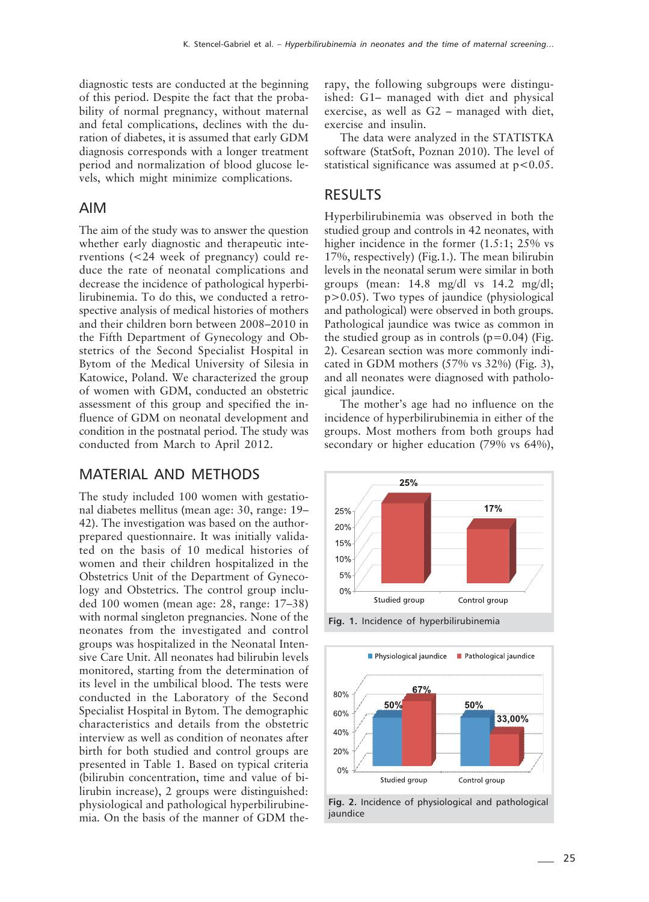diagnostic tests are conducted at the beginning of this period. Despite the fact that the probability of normal pregnancy, without maternal and fetal complications, declines with the duration of diabetes, it is assumed that early GDM diagnosis corresponds with a longer treatment period and normalization of blood glucose levels, which might minimize complications.

## AIM

The aim of the study was to answer the question whether early diagnostic and therapeutic interventions (<24 week of pregnancy) could reduce the rate of neonatal complications and decrease the incidence of pathological hyperbilirubinemia. To do this, we conducted a retrospective analysis of medical histories of mothers and their children born between 2008–2010 in the Fifth Department of Gynecology and Obstetrics of the Second Specialist Hospital in Bytom of the Medical University of Silesia in Katowice, Poland. We characterized the group of women with GDM, conducted an obstetric assessment of this group and specified the influence of GDM on neonatal development and condition in the postnatal period. The study was conducted from March to April 2012.

## MATERIAL AND METHODS

The study included 100 women with gestational diabetes mellitus (mean age: 30, range: 19–42). The investigation was based on the author-prepared questionnaire. It was initially validated on the basis of 10 medical histories of women and their children hospitalized in the Obstetrics Unit of the Department of Gynecology and Obstetrics. The control group included 100 women (mean age: 28, range: 17–38) with normal singleton pregnancies. None of the neonates from the investigated and control groups was hospitalized in the Neonatal Intensive Care Unit. All neonates had bilirubin levels monitored, starting from the determination of its level in the umbilical blood. The tests were conducted in the Laboratory of the Second Specialist Hospital in Bytom. The demographic characteristics and details from the obstetric interview as well as condition of neonates after birth for both studied and control groups are presented in Table 1. Based on typical criteria (bilirubin concentration, time and value of bilirubin increase), 2 groups were distinguished: physiological and pathological hyperbilirubinemia. On the basis of the manner of GDM therapy, the following subgroups were distinguished: G1– managed with diet and physical exercise, as well as G2 – managed with diet, exercise and insulin.

The data were analyzed in the STATISTKA software (StatSoft, Poznan 2010). The level of statistical significance was assumed at $p<0.05$.

## RESULTS

Hyperbilirubinemia was observed in both the studied group and controls in 42 neonates, with higher incidence in the former (1.5:1; 25% vs 17%, respectively) (Fig.1.). The mean bilirubin levels in the neonatal serum were similar in both groups (mean: 14.8 mg/dl vs 14.2 mg/dl; $p>0.05$). Two types of jaundice (physiological and pathological) were observed in both groups. Pathological jaundice was twice as common in the studied group as in controls ($p=0.04$) (Fig. 2). Cesarean section was more commonly indicated in GDM mothers (57% vs 32%) (Fig. 3), and all neonates were diagnosed with pathological jaundice.

The mother's age had no influence on the incidence of hyperbilirubinemia in either of the groups. Most mothers from both groups had secondary or higher education (79% vs 64%),

Fig. 1. Incidence of hyperbilirubinemia

Fig. 2. Incidence of physiological and pathological jaundice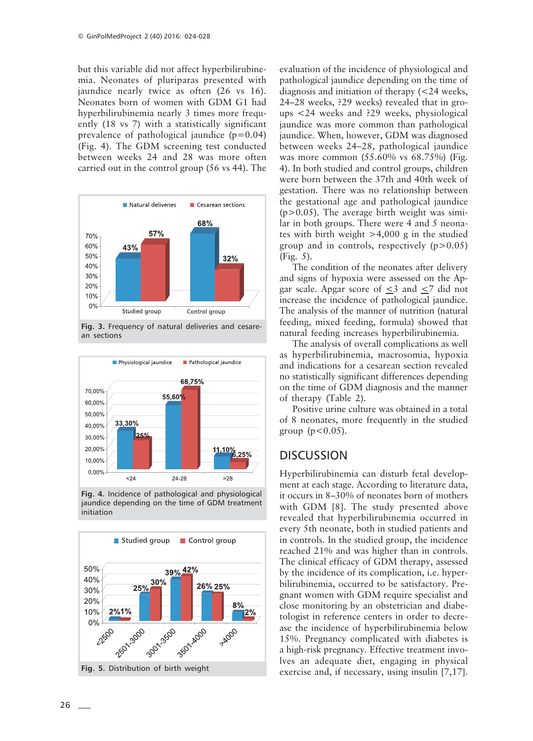but this variable did not affect hyperbilirubinemia. Neonates of pluriparas presented with jaundice nearly twice as often (26 vs 16). Neonates born of women with GDM G1 had hyperbilirubinemia nearly 3 times more frequently (18 vs 7) with a statistically significant prevalence of pathological jaundice ($p=0.04$) (Fig. 4). The GDM screening test conducted between weeks 24 and 28 was more often carried out in the control group (56 vs 44). The evaluation of the incidence of physiological and pathological jaundice depending on the time of diagnosis and initiation of therapy (<24 weeks, 24–28 weeks, ?29 weeks) revealed that in groups <24 weeks and ?29 weeks, physiological jaundice was more common than pathological jaundice. When, however, GDM was diagnosed between weeks 24–28, pathological jaundice was more common (55.60% vs 68.75%) (Fig. 4). In both studied and control groups, children were born between the 37th and 40th week of gestation. There was no relationship between the gestational age and pathological jaundice ($p>0.05$). The average birth weight was similar in both groups. There were 4 and 5 neonates with birth weight >4,000 g in the studied group and in controls, respectively ($p>0.05$) (Fig. 5).

Fig. 3. Frequency of natural deliveries and cesarean sections

Fig. 4. Incidence of pathological and physiological jaundice depending on the time of GDM treatment initiation

Fig. 5. Distribution of birth weight

The condition of the neonates after delivery and signs of hypoxia were assessed on the Apgar scale. Apgar score of ≤3 and ≤7 did not increase the incidence of pathological jaundice. The analysis of the manner of nutrition (natural feeding, mixed feeding, formula) showed that natural feeding increases hyperbilirubinemia.

The analysis of overall complications as well as hyperbilirubinemia, macrosomia, hypoxia and indications for a cesarean section revealed no statistically significant differences depending on the time of GDM diagnosis and the manner of therapy (Table 2).

Positive urine culture was obtained in a total of 8 neonates, more frequently in the studied group ($p<0.05$).

## DISCUSSION

Hyperbilirubinemia can disturb fetal development at each stage. According to literature data, it occurs in 8–30% of neonates born of mothers with GDM [8]. The study presented above revealed that hyperbilirubinemia occurred in every 5th neonate, both in studied patients and in controls. In the studied group, the incidence reached 21% and was higher than in controls. The clinical efficacy of GDM therapy, assessed by the incidence of its complication, i.e. hyperbilirubinemia, occurred to be satisfactory. Pregnant women with GDM require specialist and close monitoring by an obstetrician and diabetologist in reference centers in order to decrease the incidence of hyperbilirubinemia below 15%. Pregnancy complicated with diabetes is a high-risk pregnancy. Effective treatment involves an adequate diet, engaging in physical exercise and, if necessary, using insulin [7,17].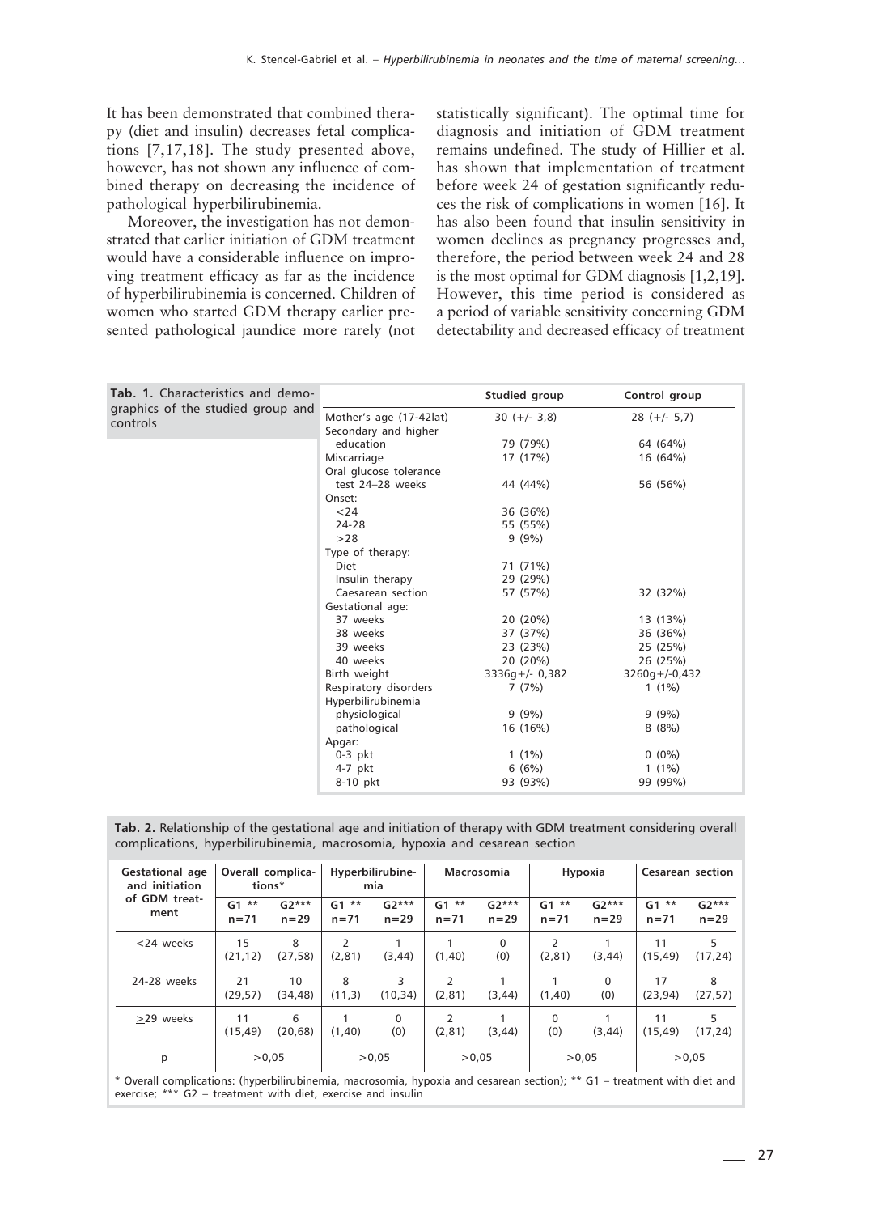It has been demonstrated that combined therapy (diet and insulin) decreases fetal complications [7,17,18]. The study presented above, however, has not shown any influence of combined therapy on decreasing the incidence of pathological hyperbilirubinemia.

Moreover, the investigation has not demonstrated that earlier initiation of GDM treatment would have a considerable influence on improving treatment efficacy as far as the incidence of hyperbilirubinemia is concerned. Children of women who started GDM therapy earlier presented pathological jaundice more rarely (not statistically significant). The optimal time for diagnosis and initiation of GDM treatment remains undefined. The study of Hillier et al. has shown that implementation of treatment before week 24 of gestation significantly reduces the risk of complications in women [16]. It has also been found that insulin sensitivity in women declines as pregnancy progresses and, therefore, the period between week 24 and 28 is the most optimal for GDM diagnosis [1,2,19]. However, this time period is considered as a period of variable sensitivity concerning GDM detectability and decreased efficacy of treatment

**Tab. 1.** Characteristics and demographics of the studied group and controls

| | Studied group | Control group |
|---|---|---|
| Mother's age (17-42lat) | 30 (+/- 3,8) | 28 (+/- 5,7) |
| Secondary and higher education | 79 (79%) | 64 (64%) |
| Miscarriage | 17 (17%) | 16 (64%) |
| Oral glucose tolerance test 24–28 weeks | 44 (44%) | 56 (56%) |
| Onset: | | |
| <24 | 36 (36%) | |
| 24-28 | 55 (55%) | |
| >28 | 9 (9%) | |
| Type of therapy: | | |
| Diet | 71 (71%) | |
| Insulin therapy | 29 (29%) | |
| Caesarean section | 57 (57%) | 32 (32%) |
| Gestational age: | | |
| 37 weeks | 20 (20%) | 13 (13%) |
| 38 weeks | 37 (37%) | 36 (36%) |
| 39 weeks | 23 (23%) | 25 (25%) |
| 40 weeks | 20 (20%) | 26 (25%) |
| Birth weight | 3336g+/- 0,382 | 3260g+/-0,432 |
| Respiratory disorders | 7 (7%) | 1 (1%) |
| Hyperbilirubinemia | | |
| physiological | 9 (9%) | 9 (9%) |
| pathological | 16 (16%) | 8 (8%) |
| Apgar: | | |
| 0-3 pkt | 1 (1%) | 0 (0%) |
| 4-7 pkt | 6 (6%) | 1 (1%) |
| 8-10 pkt | 93 (93%) | 99 (99%) |

**Tab. 2.** Relationship of the gestational age and initiation of therapy with GDM treatment considering overall complications, hyperbilirubinemia, macrosomia, hypoxia and cesarean section

| Gestational age and initiation of GDM treatment | Overall complications* | | Hyperbilirubinemia | | Macrosomia | | Hypoxia | | Cesarean section | |
|---|---|---|---|---|---|---|---|---|---|---|
| | G1 ** n=71 | G2*** n=29 | G1 ** n=71 | G2*** n=29 | G1 ** n=71 | G2*** n=29 | G1 ** n=71 | G2*** n=29 | G1 ** n=71 | G2*** n=29 |
| <24 weeks | 15 (21,12) | 8 (27,58) | 2 (2,81) | 1 (3,44) | 1 (1,40) | 0 (0) | 2 (2,81) | 1 (3,44) | 11 (15,49) | 5 (17,24) |
| 24-28 weeks | 21 (29,57) | 10 (34,48) | 8 (11,3) | 3 (10,34) | 2 (2,81) | 1 (3,44) | 1 (1,40) | 0 (0) | 17 (23,94) | 8 (27,57) |
| ≥29 weeks | 11 (15,49) | 6 (20,68) | 1 (1,40) | 0 (0) | 2 (2,81) | 1 (3,44) | 0 (0) | 1 (3,44) | 11 (15,49) | 5 (17,24) |
| p | >0,05 | | >0,05 | | >0,05 | | >0,05 | | >0,05 | |

* Overall complications: (hyperbilirubinemia, macrosomia, hypoxia and cesarean section); ** G1 – treatment with diet and exercise; *** G2 – treatment with diet, exercise and insulin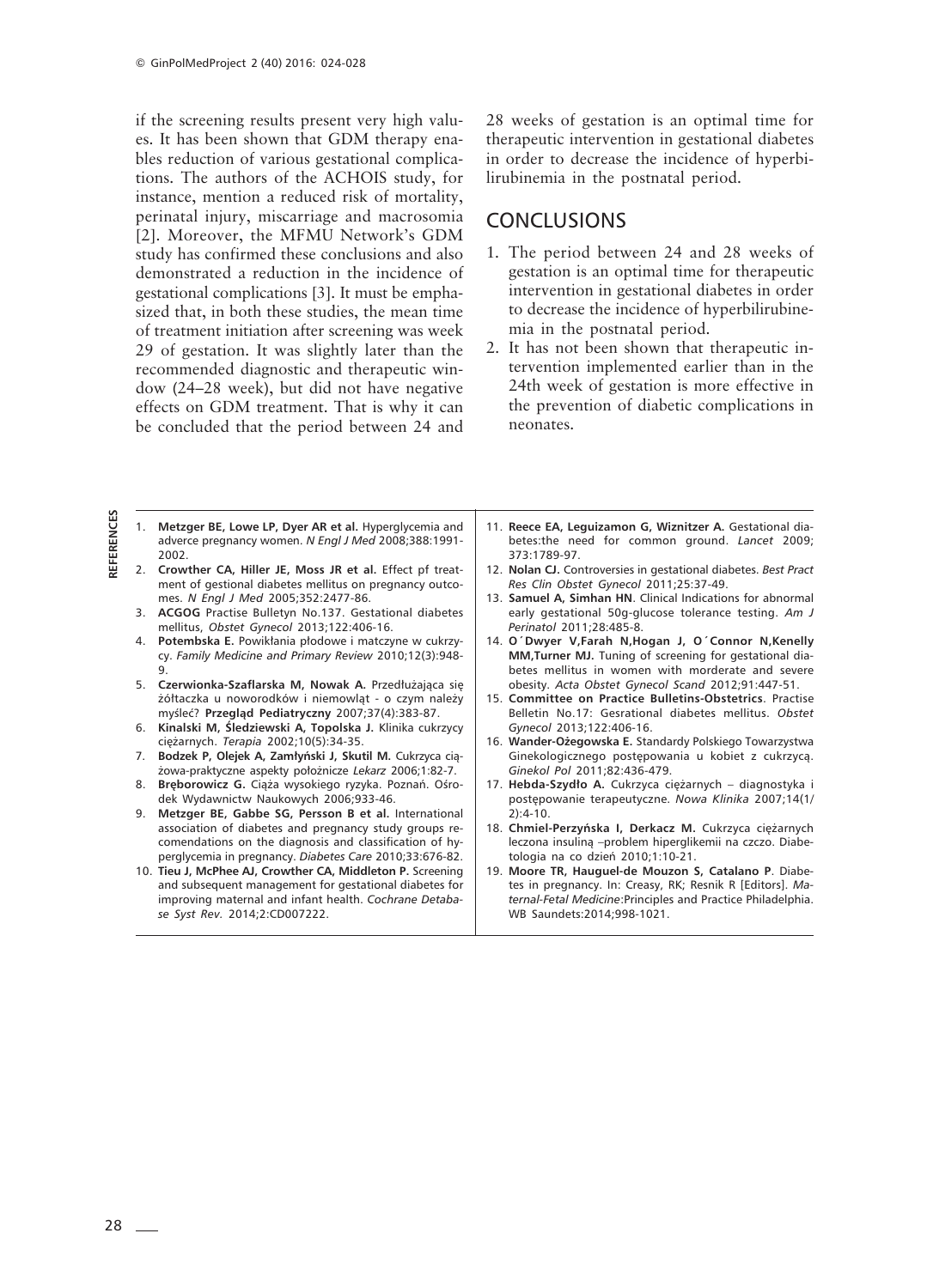if the screening results present very high values. It has been shown that GDM therapy enables reduction of various gestational complications. The authors of the ACHOIS study, for instance, mention a reduced risk of mortality, perinatal injury, miscarriage and macrosomia [2]. Moreover, the MFMU Network's GDM study has confirmed these conclusions and also demonstrated a reduction in the incidence of gestational complications [3]. It must be emphasized that, in both these studies, the mean time of treatment initiation after screening was week 29 of gestation. It was slightly later than the recommended diagnostic and therapeutic window (24–28 week), but did not have negative effects on GDM treatment. That is why it can be concluded that the period between 24 and 28 weeks of gestation is an optimal time for therapeutic intervention in gestational diabetes in order to decrease the incidence of hyperbilirubinemia in the postnatal period.

## CONCLUSIONS

1. The period between 24 and 28 weeks of gestation is an optimal time for therapeutic intervention in gestational diabetes in order to decrease the incidence of hyperbilirubinemia in the postnatal period.
2. It has not been shown that therapeutic intervention implemented earlier than in the 24th week of gestation is more effective in the prevention of diabetic complications in neonates.

## REFERENCES

1. **Metzger BE, Lowe LP, Dyer AR et al.** Hyperglycemia and adverce pregnancy women. *N Engl J Med* 2008;388:1991-2002.
2. **Crowther CA, Hiller JE, Moss JR et al.** Effect pf treatment of gestional diabetes mellitus on pregnancy outcomes. *N Engl J Med* 2005;352:2477-86.
3. **ACGOG** Practise Bulletyn No.137. Gestational diabetes mellitus, *Obstet Gynecol* 2013;122:406-16.
4. **Potembska E.** Powikłania płodowe i matczyne w cukrzycy. *Family Medicine and Primary Review* 2010;12(3):948-9.
5. **Czerwionka-Szaflarska M, Nowak A.** Przedłużająca się żółtaczka u noworodków i niemowląt - o czym należy myśleć? **Przegląd Pediatryczny** 2007;37(4):383-87.
6. **Kinalski M, Śledziewski A, Topolska J.** Klinika cukrzycy ciężarnych. *Terapia* 2002;10(5):34-35.
7. **Bodzek P, Olejek A, Zamłyński J, Skutil M.** Cukrzyca ciążowa-praktyczne aspekty położnicze *Lekarz* 2006;1:82-7.
8. **Bręborowicz G.** Ciąża wysokiego ryzyka. Poznań. Ośrodek Wydawnictw Naukowych 2006;933-46.
9. **Metzger BE, Gabbe SG, Persson B et al.** International association of diabetes and pregnancy study groups recomendations on the diagnosis and classification of hyperglycemia in pregnancy. *Diabetes Care* 2010;33:676-82.
10. **Tieu J, McPhee AJ, Crowther CA, Middleton P.** Screening and subsequent management for gestational diabetes for improving maternal and infant health. *Cochrane Database Syst Rev.* 2014;2:CD007222.
11. **Reece EA, Leguizamon G, Wiznitzer A.** Gestational diabetes:the need for common ground. *Lancet* 2009; 373:1789-97.
12. **Nolan CJ.** Controversies in gestational diabetes. *Best Pract Res Clin Obstet Gynecol* 2011;25:37-49.
13. **Samuel A, Simhan HN**. Clinical Indications for abnormal early gestational 50g-glucose tolerance testing. *Am J Perinatol* 2011;28:485-8.
14. **O´Dwyer V,Farah N,Hogan J, O´Connor N,Kenelly MM,Turner MJ.** Tuning of screening for gestational diabetes mellitus in women with morderate and severe obesity. *Acta Obstet Gynecol Scand* 2012;91:447-51.
15. **Committee on Practice Bulletins-Obstetrics**. Practise Belletin No.17: Gesrational diabetes mellitus. *Obstet Gynecol* 2013;122:406-16.
16. **Wander-Ożegowska E.** Standardy Polskiego Towarzystwa Ginekologicznego postępowania u kobiet z cukrzycą. *Ginekol Pol* 2011;82:436-479.
17. **Hebda-Szydło A.** Cukrzyca ciężarnych – diagnostyka i postępowanie terapeutyczne. *Nowa Klinika* 2007;14(1/2):4-10.
18. **Chmiel-Perzyńska I, Derkacz M.** Cukrzyca ciężarnych leczona insuliną –problem hiperglikemii na czczo. Diabetologia na co dzień 2010;1:10-21.
19. **Moore TR, Hauguel-de Mouzon S, Catalano P**. Diabetes in pregnancy. In: Creasy, RK; Resnik R [Editors]. *Maternal-Fetal Medicine*:Principles and Practice Philadelphia. WB Saundets:2014;998-1021.